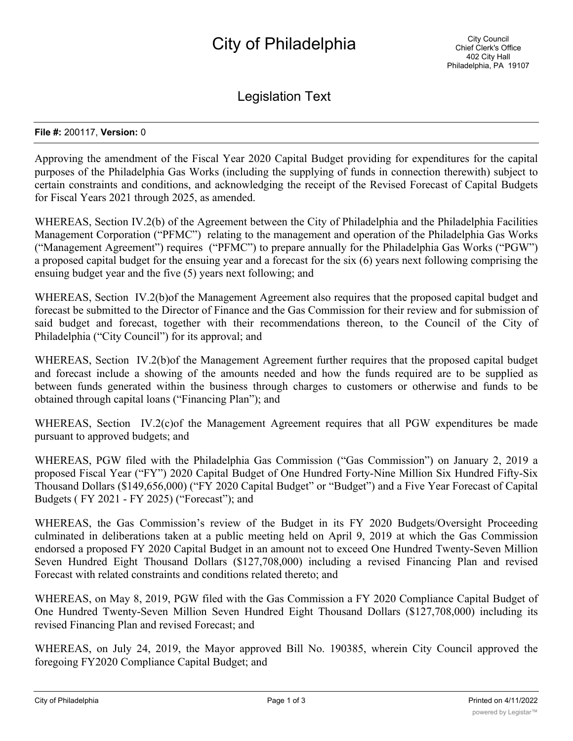# City of Philadelphia

City Council
Chief Clerk's Office
402 City Hall
Philadelphia, PA 19107

## Legislation Text

**File #:** 200117, **Version:** 0

Approving the amendment of the Fiscal Year 2020 Capital Budget providing for expenditures for the capital purposes of the Philadelphia Gas Works (including the supplying of funds in connection therewith) subject to certain constraints and conditions, and acknowledging the receipt of the Revised Forecast of Capital Budgets for Fiscal Years 2021 through 2025, as amended.

WHEREAS, Section IV.2(b) of the Agreement between the City of Philadelphia and the Philadelphia Facilities Management Corporation ("PFMC") relating to the management and operation of the Philadelphia Gas Works ("Management Agreement") requires ("PFMC") to prepare annually for the Philadelphia Gas Works ("PGW") a proposed capital budget for the ensuing year and a forecast for the six (6) years next following comprising the ensuing budget year and the five (5) years next following; and

WHEREAS, Section IV.2(b)of the Management Agreement also requires that the proposed capital budget and forecast be submitted to the Director of Finance and the Gas Commission for their review and for submission of said budget and forecast, together with their recommendations thereon, to the Council of the City of Philadelphia ("City Council") for its approval; and

WHEREAS, Section IV.2(b)of the Management Agreement further requires that the proposed capital budget and forecast include a showing of the amounts needed and how the funds required are to be supplied as between funds generated within the business through charges to customers or otherwise and funds to be obtained through capital loans ("Financing Plan"); and

WHEREAS, Section IV.2(c)of the Management Agreement requires that all PGW expenditures be made pursuant to approved budgets; and

WHEREAS, PGW filed with the Philadelphia Gas Commission ("Gas Commission") on January 2, 2019 a proposed Fiscal Year ("FY") 2020 Capital Budget of One Hundred Forty-Nine Million Six Hundred Fifty-Six Thousand Dollars ($149,656,000) ("FY 2020 Capital Budget" or "Budget") and a Five Year Forecast of Capital Budgets ( FY 2021 - FY 2025) ("Forecast"); and

WHEREAS, the Gas Commission's review of the Budget in its FY 2020 Budgets/Oversight Proceeding culminated in deliberations taken at a public meeting held on April 9, 2019 at which the Gas Commission endorsed a proposed FY 2020 Capital Budget in an amount not to exceed One Hundred Twenty-Seven Million Seven Hundred Eight Thousand Dollars ($127,708,000) including a revised Financing Plan and revised Forecast with related constraints and conditions related thereto; and

WHEREAS, on May 8, 2019, PGW filed with the Gas Commission a FY 2020 Compliance Capital Budget of One Hundred Twenty-Seven Million Seven Hundred Eight Thousand Dollars ($127,708,000) including its revised Financing Plan and revised Forecast; and

WHEREAS, on July 24, 2019, the Mayor approved Bill No. 190385, wherein City Council approved the foregoing FY2020 Compliance Capital Budget; and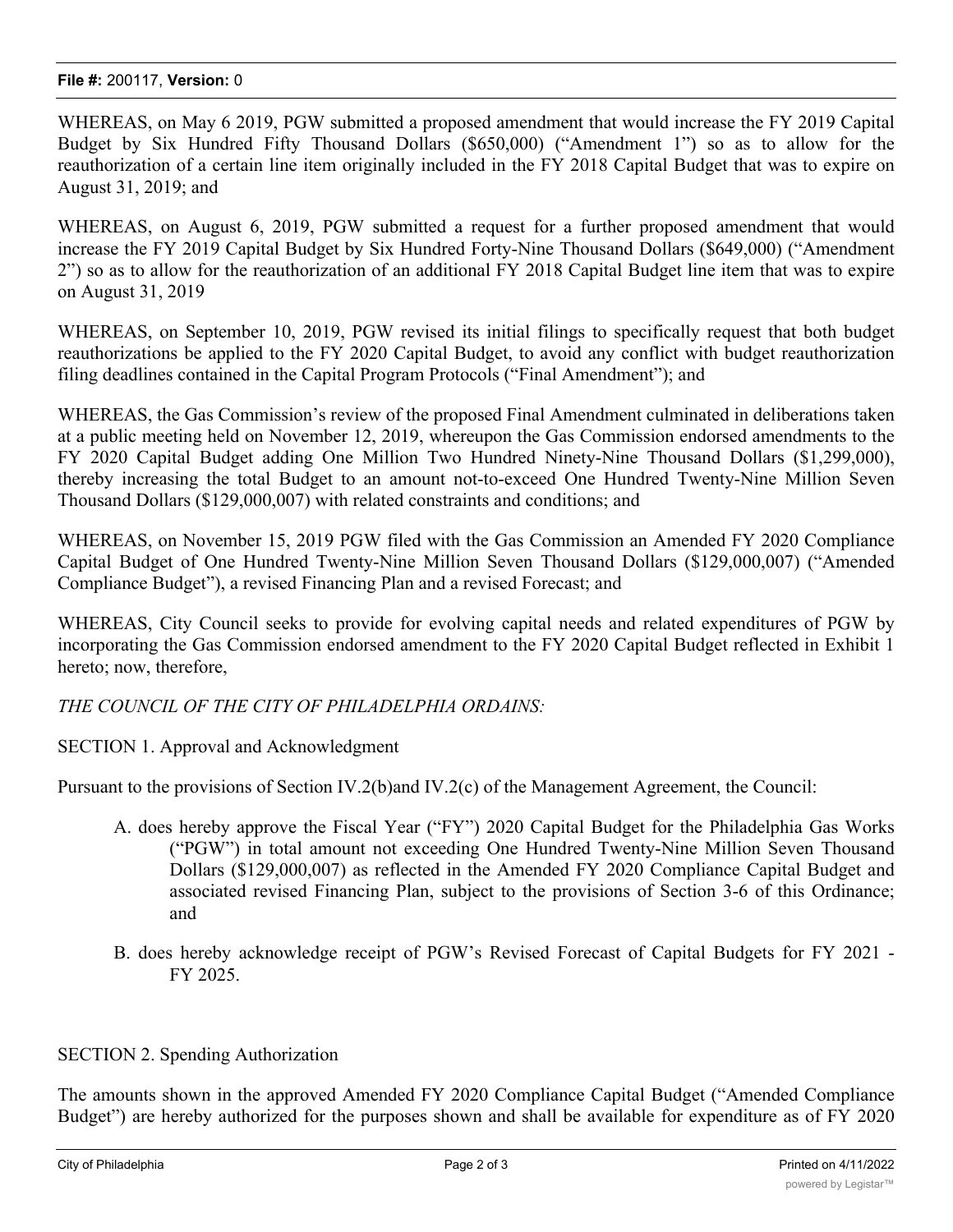WHEREAS, on May 6 2019, PGW submitted a proposed amendment that would increase the FY 2019 Capital Budget by Six Hundred Fifty Thousand Dollars ($650,000) ("Amendment 1") so as to allow for the reauthorization of a certain line item originally included in the FY 2018 Capital Budget that was to expire on August 31, 2019; and

WHEREAS, on August 6, 2019, PGW submitted a request for a further proposed amendment that would increase the FY 2019 Capital Budget by Six Hundred Forty-Nine Thousand Dollars ($649,000) ("Amendment 2") so as to allow for the reauthorization of an additional FY 2018 Capital Budget line item that was to expire on August 31, 2019

WHEREAS, on September 10, 2019, PGW revised its initial filings to specifically request that both budget reauthorizations be applied to the FY 2020 Capital Budget, to avoid any conflict with budget reauthorization filing deadlines contained in the Capital Program Protocols ("Final Amendment"); and

WHEREAS, the Gas Commission's review of the proposed Final Amendment culminated in deliberations taken at a public meeting held on November 12, 2019, whereupon the Gas Commission endorsed amendments to the FY 2020 Capital Budget adding One Million Two Hundred Ninety-Nine Thousand Dollars ($1,299,000), thereby increasing the total Budget to an amount not-to-exceed One Hundred Twenty-Nine Million Seven Thousand Dollars ($129,000,007) with related constraints and conditions; and

WHEREAS, on November 15, 2019 PGW filed with the Gas Commission an Amended FY 2020 Compliance Capital Budget of One Hundred Twenty-Nine Million Seven Thousand Dollars ($129,000,007) ("Amended Compliance Budget"), a revised Financing Plan and a revised Forecast; and

WHEREAS, City Council seeks to provide for evolving capital needs and related expenditures of PGW by incorporating the Gas Commission endorsed amendment to the FY 2020 Capital Budget reflected in Exhibit 1 hereto; now, therefore,

*THE COUNCIL OF THE CITY OF PHILADELPHIA ORDAINS:*

SECTION 1. Approval and Acknowledgment

Pursuant to the provisions of Section IV.2(b)and IV.2(c) of the Management Agreement, the Council:

A. does hereby approve the Fiscal Year ("FY") 2020 Capital Budget for the Philadelphia Gas Works ("PGW") in total amount not exceeding One Hundred Twenty-Nine Million Seven Thousand Dollars ($129,000,007) as reflected in the Amended FY 2020 Compliance Capital Budget and associated revised Financing Plan, subject to the provisions of Section 3-6 of this Ordinance; and

B. does hereby acknowledge receipt of PGW's Revised Forecast of Capital Budgets for FY 2021 - FY 2025.

SECTION 2. Spending Authorization

The amounts shown in the approved Amended FY 2020 Compliance Capital Budget ("Amended Compliance Budget") are hereby authorized for the purposes shown and shall be available for expenditure as of FY 2020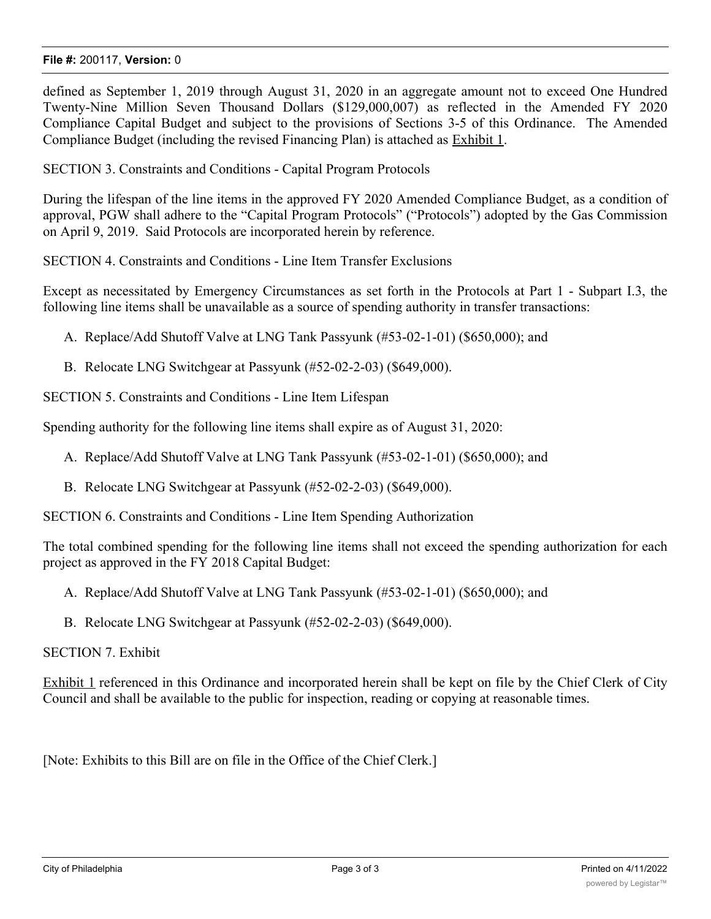defined as September 1, 2019 through August 31, 2020 in an aggregate amount not to exceed One Hundred Twenty-Nine Million Seven Thousand Dollars ($129,000,007) as reflected in the Amended FY 2020 Compliance Capital Budget and subject to the provisions of Sections 3-5 of this Ordinance. The Amended Compliance Budget (including the revised Financing Plan) is attached as Exhibit 1.

SECTION 3. Constraints and Conditions - Capital Program Protocols

During the lifespan of the line items in the approved FY 2020 Amended Compliance Budget, as a condition of approval, PGW shall adhere to the "Capital Program Protocols" ("Protocols") adopted by the Gas Commission on April 9, 2019. Said Protocols are incorporated herein by reference.

SECTION 4. Constraints and Conditions - Line Item Transfer Exclusions

Except as necessitated by Emergency Circumstances as set forth in the Protocols at Part 1 - Subpart I.3, the following line items shall be unavailable as a source of spending authority in transfer transactions:

A. Replace/Add Shutoff Valve at LNG Tank Passyunk (#53-02-1-01) ($650,000); and

B. Relocate LNG Switchgear at Passyunk (#52-02-2-03) ($649,000).

SECTION 5. Constraints and Conditions - Line Item Lifespan

Spending authority for the following line items shall expire as of August 31, 2020:

A. Replace/Add Shutoff Valve at LNG Tank Passyunk (#53-02-1-01) ($650,000); and

B. Relocate LNG Switchgear at Passyunk (#52-02-2-03) ($649,000).

SECTION 6. Constraints and Conditions - Line Item Spending Authorization

The total combined spending for the following line items shall not exceed the spending authorization for each project as approved in the FY 2018 Capital Budget:

A. Replace/Add Shutoff Valve at LNG Tank Passyunk (#53-02-1-01) ($650,000); and

B. Relocate LNG Switchgear at Passyunk (#52-02-2-03) ($649,000).

SECTION 7. Exhibit

Exhibit 1 referenced in this Ordinance and incorporated herein shall be kept on file by the Chief Clerk of City Council and shall be available to the public for inspection, reading or copying at reasonable times.

[Note: Exhibits to this Bill are on file in the Office of the Chief Clerk.]